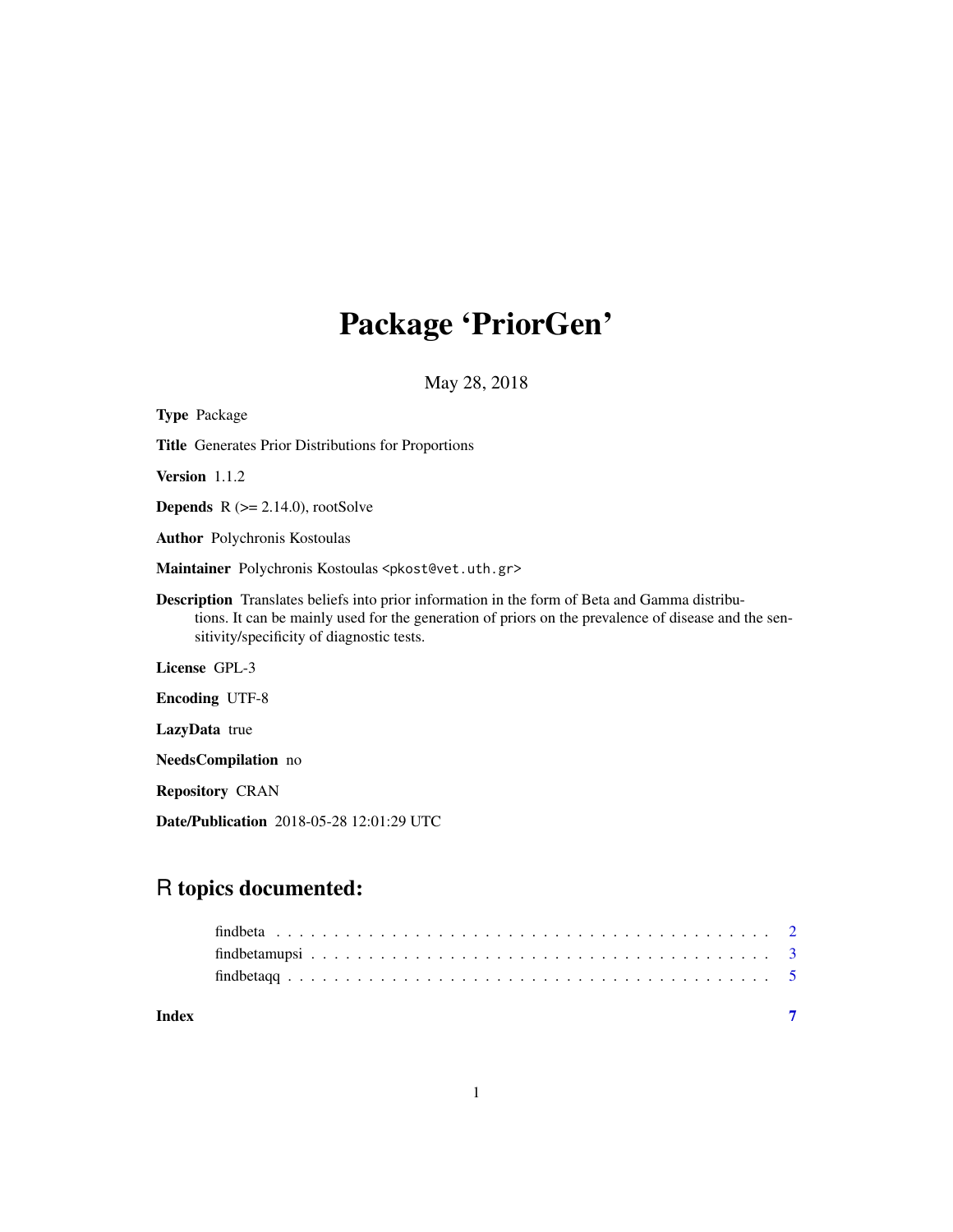# Package 'PriorGen'

May 28, 2018

**Type** Package

**Title** Generates Prior Distributions for Proportions

**Version** 1.1.2

**Depends** R (>= 2.14.0), rootSolve

**Author** Polychronis Kostoulas

**Maintainer** Polychronis Kostoulas <pkost@vet.uth.gr>

**Description** Translates beliefs into prior information in the form of Beta and Gamma distributions. It can be mainly used for the generation of priors on the prevalence of disease and the sensitivity/specificity of diagnostic tests.

**License** GPL-3

**Encoding** UTF-8

**LazyData** true

**NeedsCompilation** no

**Repository** CRAN

**Date/Publication** 2018-05-28 12:01:29 UTC

## R topics documented:

| | |
|---|---|
| findbeta | 2 |
| findbetamupsi | 3 |
| findbetaqq | 5 |
| **Index** | **7** |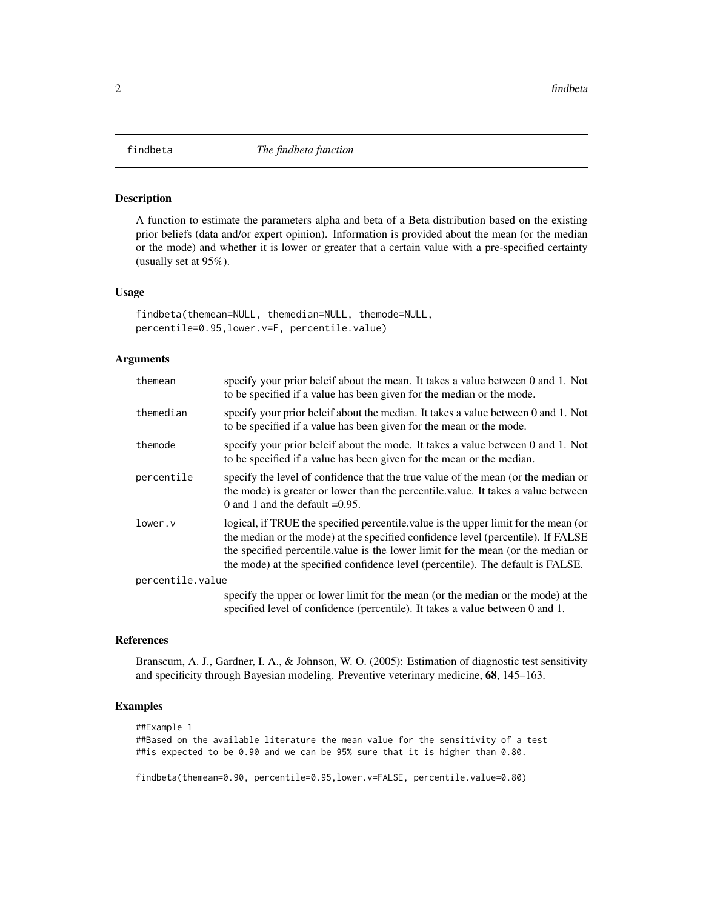# findbeta — *The findbeta function*

## Description

A function to estimate the parameters alpha and beta of a Beta distribution based on the existing prior beliefs (data and/or expert opinion). Information is provided about the mean (or the median or the mode) and whether it is lower or greater that a certain value with a pre-specified certainty (usually set at 95%).

## Usage

```
findbeta(themean=NULL, themedian=NULL, themode=NULL,
percentile=0.95,lower.v=F, percentile.value)
```

## Arguments

| | |
|---|---|
| themean | specify your prior beleif about the mean. It takes a value between 0 and 1. Not to be specified if a value has been given for the median or the mode. |
| themedian | specify your prior beleif about the median. It takes a value between 0 and 1. Not to be specified if a value has been given for the mean or the mode. |
| themode | specify your prior beleif about the mode. It takes a value between 0 and 1. Not to be specified if a value has been given for the mean or the median. |
| percentile | specify the level of confidence that the true value of the mean (or the median or the mode) is greater or lower than the percentile.value. It takes a value between 0 and 1 and the default =0.95. |
| lower.v | logical, if TRUE the specified percentile.value is the upper limit for the mean (or the median or the mode) at the specified confidence level (percentile). If FALSE the specified percentile.value is the lower limit for the mean (or the median or the mode) at the specified confidence level (percentile). The default is FALSE. |
| percentile.value | specify the upper or lower limit for the mean (or the median or the mode) at the specified level of confidence (percentile). It takes a value between 0 and 1. |

## References

Branscum, A. J., Gardner, I. A., & Johnson, W. O. (2005): Estimation of diagnostic test sensitivity and specificity through Bayesian modeling. Preventive veterinary medicine, **68**, 145–163.

## Examples

```
##Example 1
##Based on the available literature the mean value for the sensitivity of a test
##is expected to be 0.90 and we can be 95% sure that it is higher than 0.80.

findbeta(themean=0.90, percentile=0.95,lower.v=FALSE, percentile.value=0.80)
```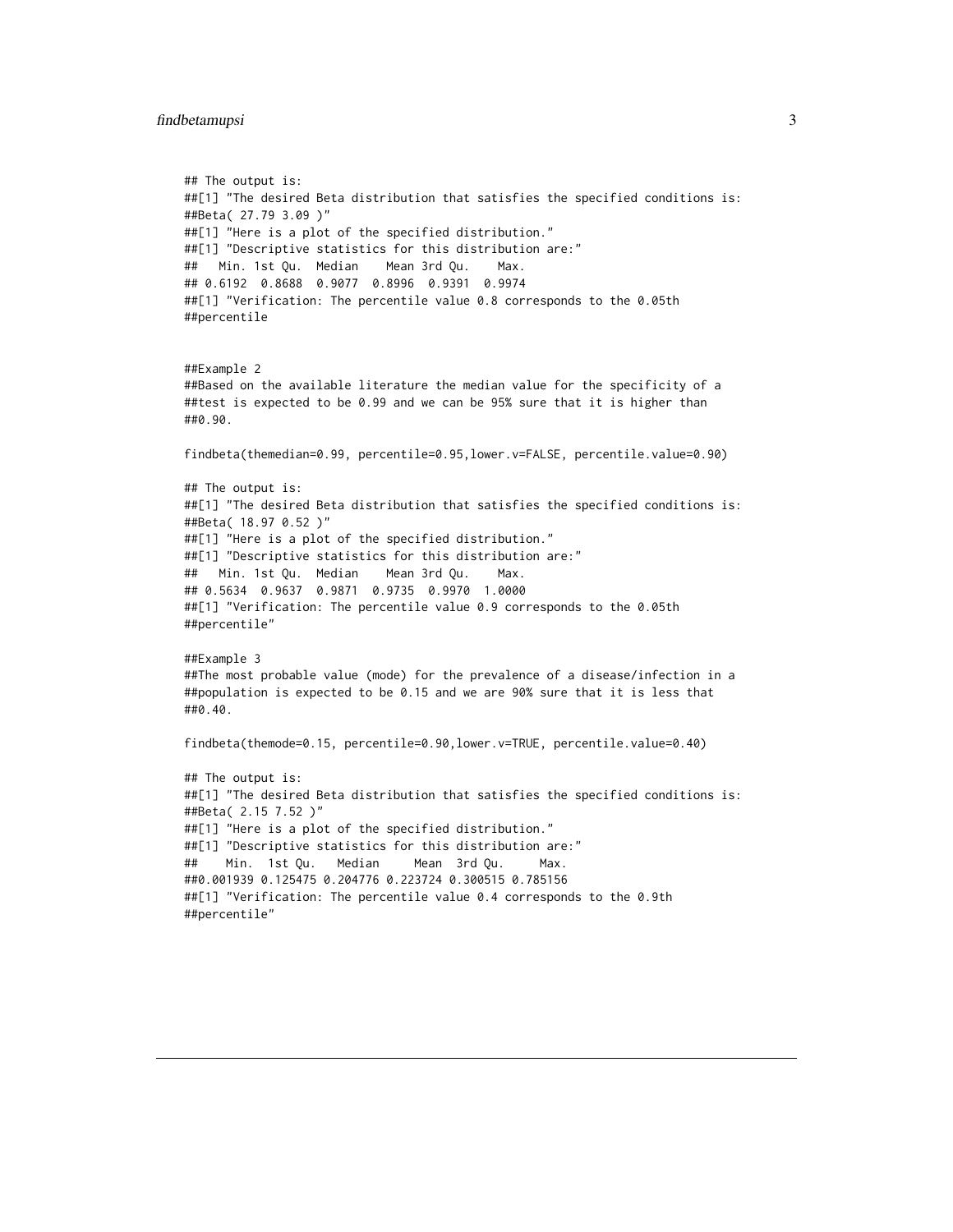```
## The output is:
##[1] "The desired Beta distribution that satisfies the specified conditions is:
##Beta( 27.79 3.09 )"
##[1] "Here is a plot of the specified distribution."
##[1] "Descriptive statistics for this distribution are:"
##   Min. 1st Qu.  Median    Mean 3rd Qu.    Max.
## 0.6192  0.8688  0.9077  0.8996  0.9391  0.9974
##[1] "Verification: The percentile value 0.8 corresponds to the 0.05th
##percentile


##Example 2
##Based on the available literature the median value for the specificity of a
##test is expected to be 0.99 and we can be 95% sure that it is higher than
##0.90.

findbeta(themedian=0.99, percentile=0.95,lower.v=FALSE, percentile.value=0.90)

## The output is:
##[1] "The desired Beta distribution that satisfies the specified conditions is:
##Beta( 18.97 0.52 )"
##[1] "Here is a plot of the specified distribution."
##[1] "Descriptive statistics for this distribution are:"
##   Min. 1st Qu.  Median    Mean 3rd Qu.    Max.
## 0.5634  0.9637  0.9871  0.9735  0.9970  1.0000
##[1] "Verification: The percentile value 0.9 corresponds to the 0.05th
##percentile"

##Example 3
##The most probable value (mode) for the prevalence of a disease/infection in a
##population is expected to be 0.15 and we are 90% sure that it is less that
##0.40.

findbeta(themode=0.15, percentile=0.90,lower.v=TRUE, percentile.value=0.40)

## The output is:
##[1] "The desired Beta distribution that satisfies the specified conditions is:
##Beta( 2.15 7.52 )"
##[1] "Here is a plot of the specified distribution."
##[1] "Descriptive statistics for this distribution are:"
##    Min.  1st Qu.   Median     Mean  3rd Qu.     Max.
##0.001939 0.125475 0.204776 0.223724 0.300515 0.785156
##[1] "Verification: The percentile value 0.4 corresponds to the 0.9th
##percentile"
```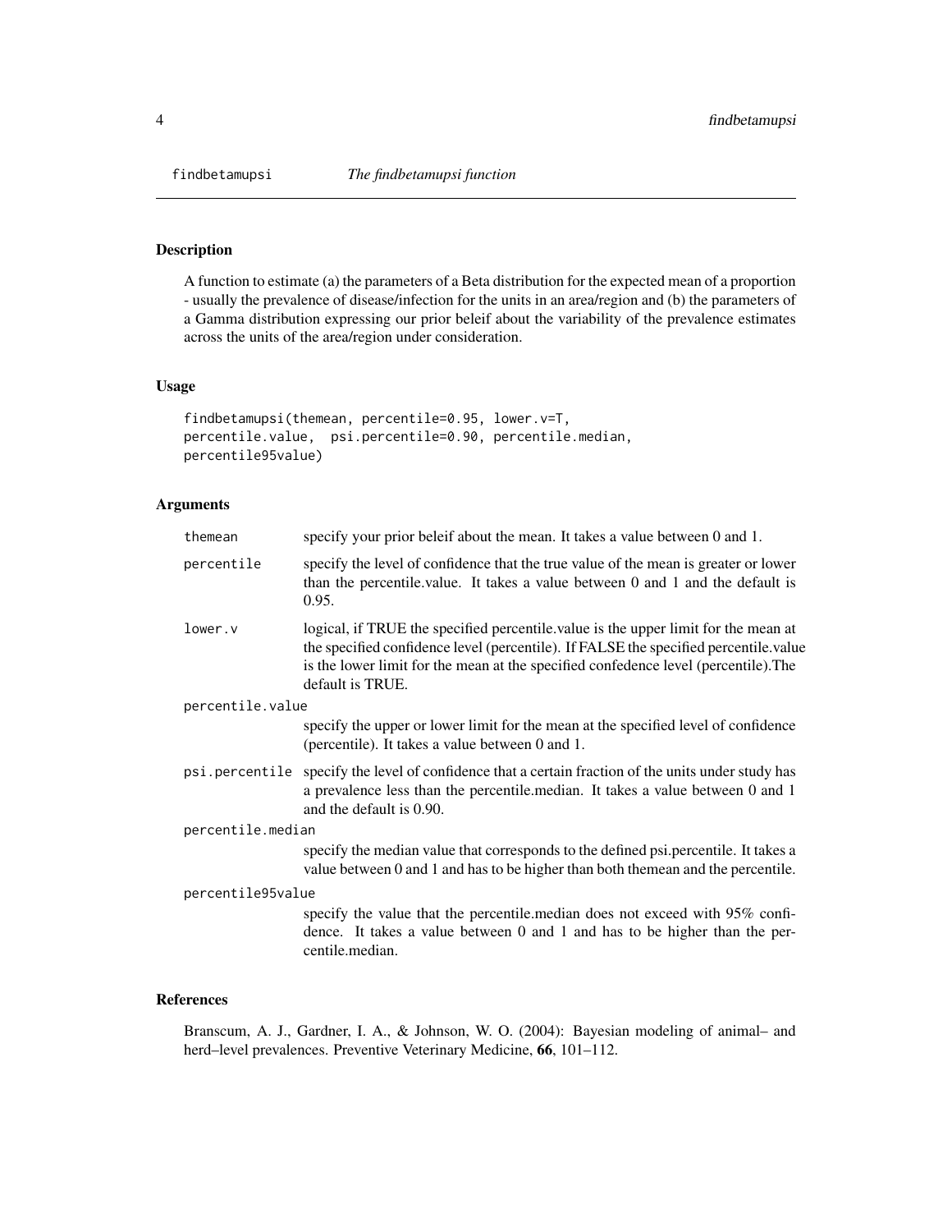findbetamupsi *The findbetamupsi function*

## Description

A function to estimate (a) the parameters of a Beta distribution for the expected mean of a proportion - usually the prevalence of disease/infection for the units in an area/region and (b) the parameters of a Gamma distribution expressing our prior beleif about the variability of the prevalence estimates across the units of the area/region under consideration.

## Usage

```
findbetamupsi(themean, percentile=0.95, lower.v=T,
percentile.value,  psi.percentile=0.90, percentile.median,
percentile95value)
```

## Arguments

| | |
|---|---|
| themean | specify your prior beleif about the mean. It takes a value between 0 and 1. |
| percentile | specify the level of confidence that the true value of the mean is greater or lower than the percentile.value. It takes a value between 0 and 1 and the default is 0.95. |
| lower.v | logical, if TRUE the specified percentile.value is the upper limit for the mean at the specified confidence level (percentile). If FALSE the specified percentile.value is the lower limit for the mean at the specified confedence level (percentile).The default is TRUE. |
| percentile.value | specify the upper or lower limit for the mean at the specified level of confidence (percentile). It takes a value between 0 and 1. |
| psi.percentile | specify the level of confidence that a certain fraction of the units under study has a prevalence less than the percentile.median. It takes a value between 0 and 1 and the default is 0.90. |
| percentile.median | specify the median value that corresponds to the defined psi.percentile. It takes a value between 0 and 1 and has to be higher than both themean and the percentile. |
| percentile95value | specify the value that the percentile.median does not exceed with 95% confidence. It takes a value between 0 and 1 and has to be higher than the percentile.median. |

## References

Branscum, A. J., Gardner, I. A., & Johnson, W. O. (2004): Bayesian modeling of animal– and herd–level prevalences. Preventive Veterinary Medicine, **66**, 101–112.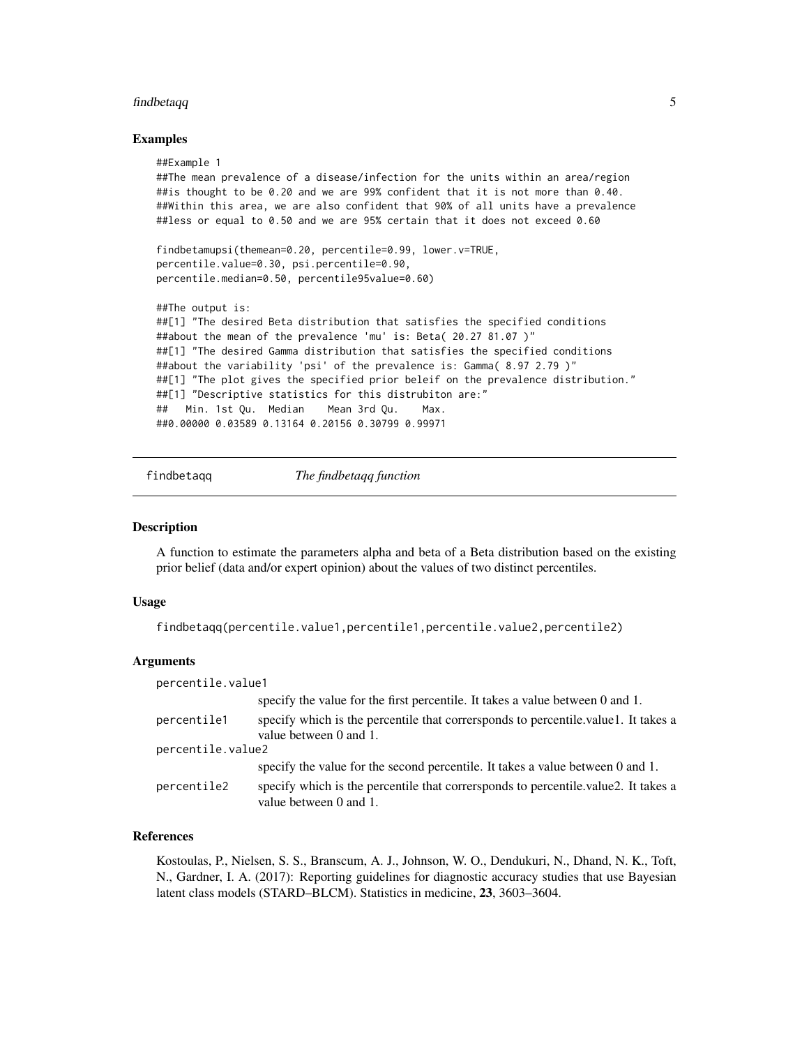### Examples

```
##Example 1
##The mean prevalence of a disease/infection for the units within an area/region
##is thought to be 0.20 and we are 99% confident that it is not more than 0.40.
##Within this area, we are also confident that 90% of all units have a prevalence
##less or equal to 0.50 and we are 95% certain that it does not exceed 0.60

findbetamupsi(themean=0.20, percentile=0.99, lower.v=TRUE,
percentile.value=0.30, psi.percentile=0.90,
percentile.median=0.50, percentile95value=0.60)

##The output is:
##[1] "The desired Beta distribution that satisfies the specified conditions
##about the mean of the prevalence 'mu' is: Beta( 20.27 81.07 )"
##[1] "The desired Gamma distribution that satisfies the specified conditions
##about the variability 'psi' of the prevalence is: Gamma( 8.97 2.79 )"
##[1] "The plot gives the specified prior beleif on the prevalence distribution."
##[1] "Descriptive statistics for this distrubiton are:"
##   Min. 1st Qu.  Median    Mean 3rd Qu.    Max.
##0.00000 0.03589 0.13164 0.20156 0.30799 0.99971
```

## findbetaqq — *The findbetaqq function*

### Description

A function to estimate the parameters alpha and beta of a Beta distribution based on the existing prior belief (data and/or expert opinion) about the values of two distinct percentiles.

### Usage

```
findbetaqq(percentile.value1,percentile1,percentile.value2,percentile2)
```

### Arguments

| | |
|---|---|
| percentile.value1 | specify the value for the first percentile. It takes a value between 0 and 1. |
| percentile1 | specify which is the percentile that corrersponds to percentile.value1. It takes a value between 0 and 1. |
| percentile.value2 | specify the value for the second percentile. It takes a value between 0 and 1. |
| percentile2 | specify which is the percentile that corrersponds to percentile.value2. It takes a value between 0 and 1. |

### References

Kostoulas, P., Nielsen, S. S., Branscum, A. J., Johnson, W. O., Dendukuri, N., Dhand, N. K., Toft, N., Gardner, I. A. (2017): Reporting guidelines for diagnostic accuracy studies that use Bayesian latent class models (STARD–BLCM). Statistics in medicine, **23**, 3603–3604.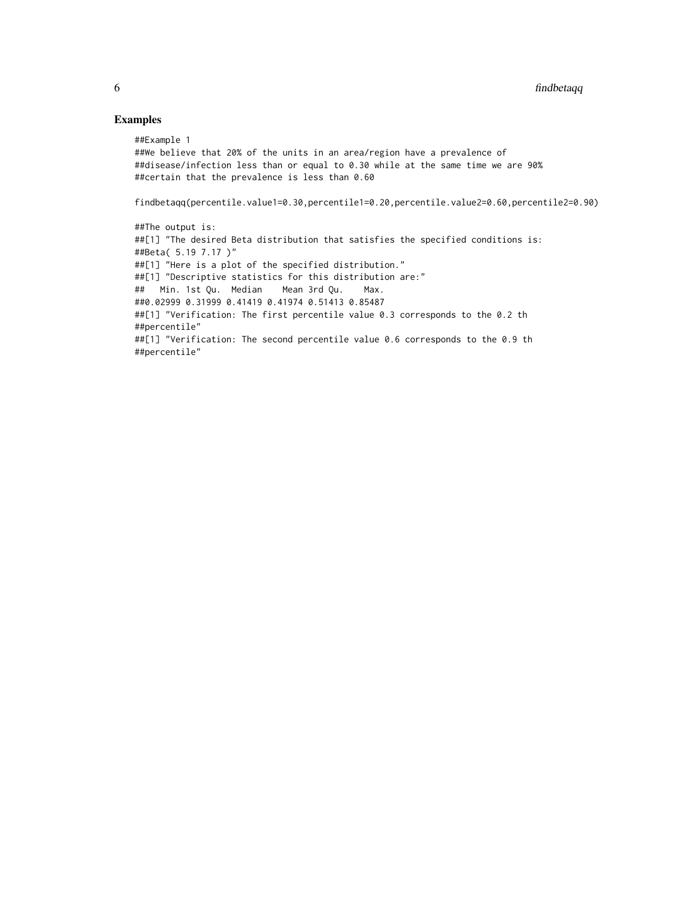## Examples

```
##Example 1
##We believe that 20% of the units in an area/region have a prevalence of
##disease/infection less than or equal to 0.30 while at the same time we are 90%
##certain that the prevalence is less than 0.60

findbetaqq(percentile.value1=0.30,percentile1=0.20,percentile.value2=0.60,percentile2=0.90)

##The output is:
##[1] "The desired Beta distribution that satisfies the specified conditions is:
##Beta( 5.19 7.17 )"
##[1] "Here is a plot of the specified distribution."
##[1] "Descriptive statistics for this distribution are:"
##   Min. 1st Qu.  Median    Mean 3rd Qu.    Max.
##0.02999 0.31999 0.41419 0.41974 0.51413 0.85487
##[1] "Verification: The first percentile value 0.3 corresponds to the 0.2 th
##percentile"
##[1] "Verification: The second percentile value 0.6 corresponds to the 0.9 th
##percentile"
```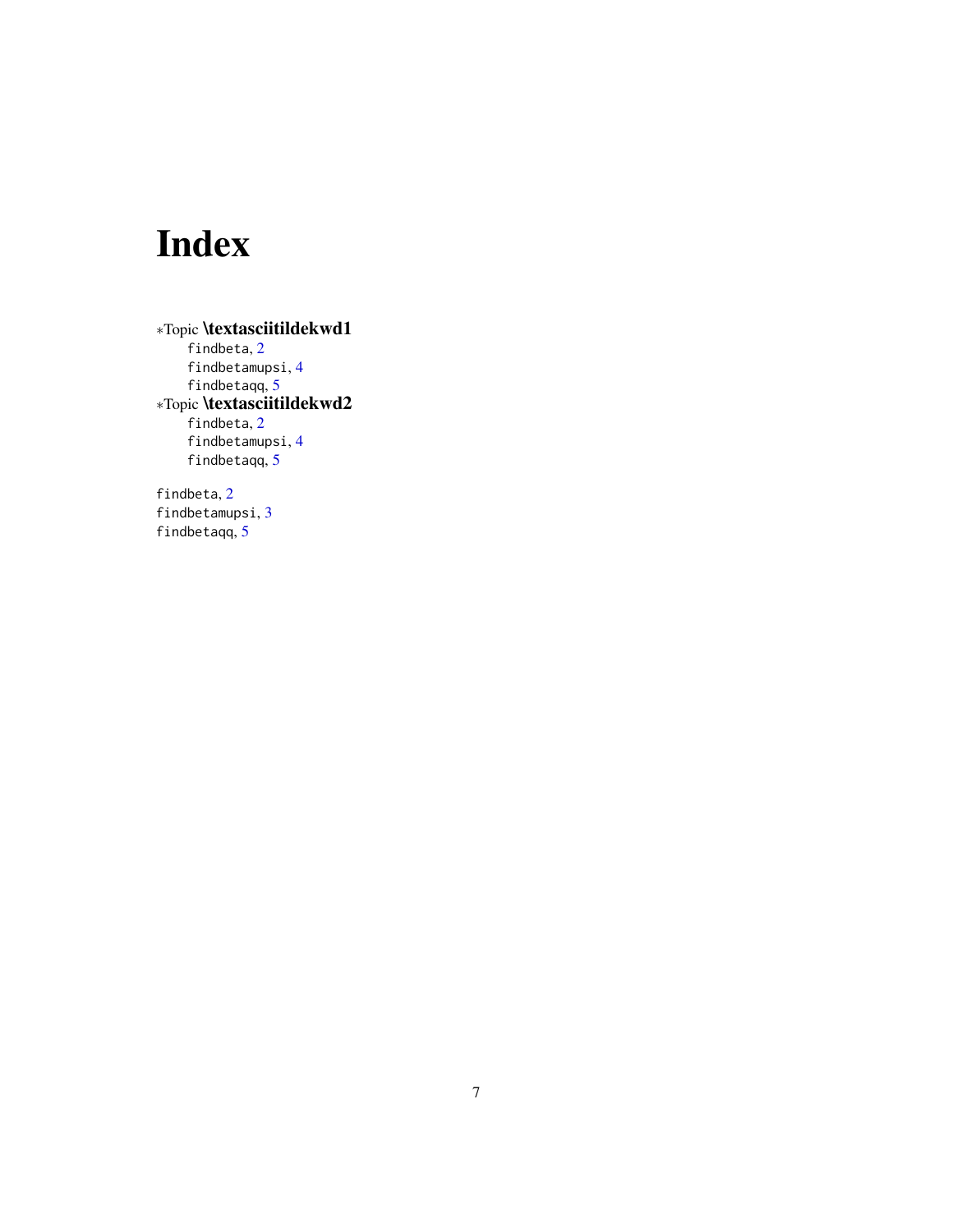# Index

∗Topic \textasciitildekwd1
- findbeta, 2
- findbetamupsi, 4
- findbetaqq, 5

∗Topic \textasciitildekwd2
- findbeta, 2
- findbetamupsi, 4
- findbetaqq, 5

findbeta, 2
findbetamupsi, 3
findbetaqq, 5